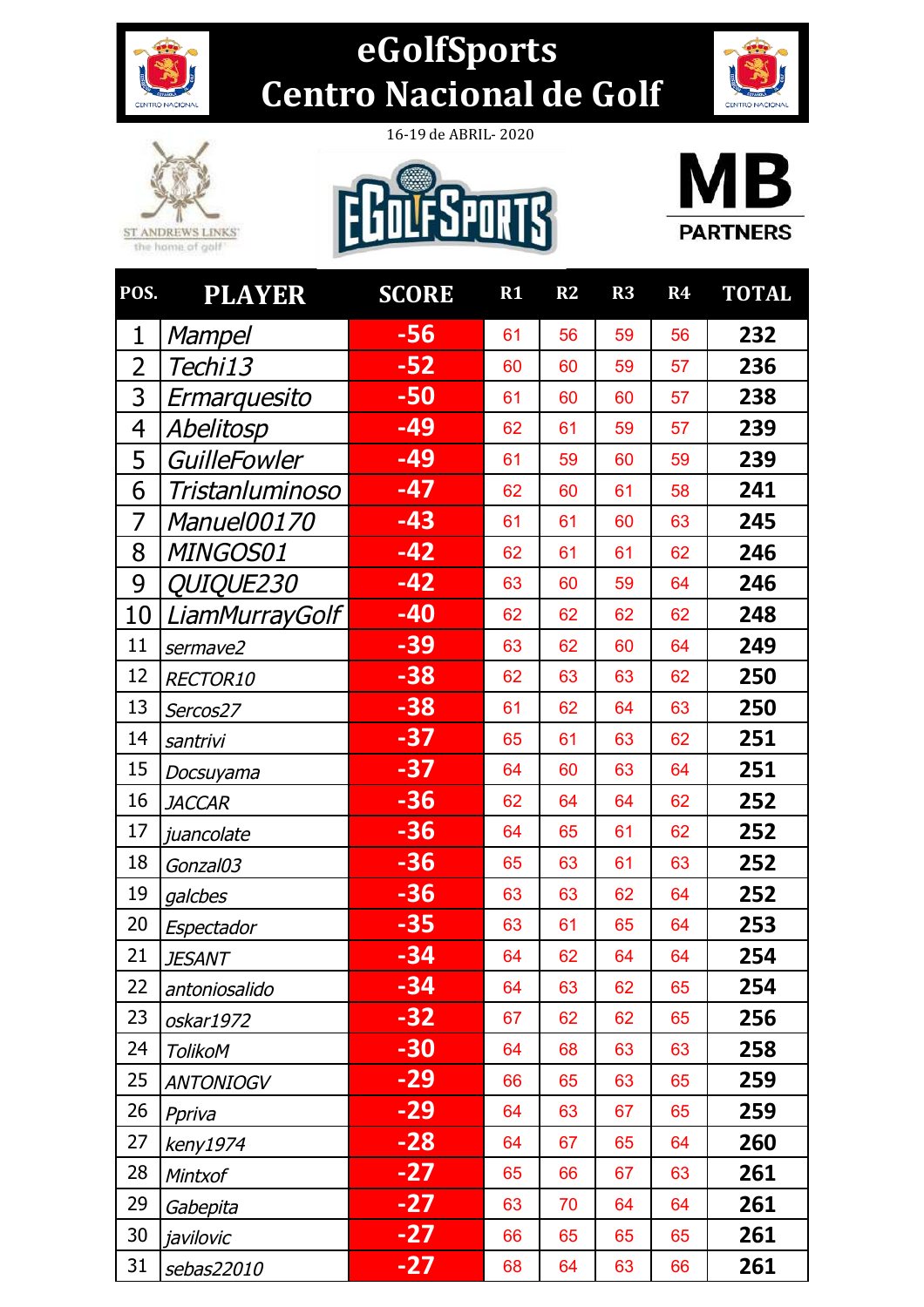# eGolfSports
# Centro Nacional de Golf

16-19 de ABRIL- 2020

ST ANDREWS LINKS the home of golf

EGOLFSPORTS

MB PARTNERS

| POS. | PLAYER | SCORE | R1 | R2 | R3 | R4 | TOTAL |
|---|---|---|---|---|---|---|---|
| 1 | Mampel | -56 | 61 | 56 | 59 | 56 | 232 |
| 2 | Techi13 | -52 | 60 | 60 | 59 | 57 | 236 |
| 3 | Ermarquesito | -50 | 61 | 60 | 60 | 57 | 238 |
| 4 | Abelitosp | -49 | 62 | 61 | 59 | 57 | 239 |
| 5 | GuilleFowler | -49 | 61 | 59 | 60 | 59 | 239 |
| 6 | Tristanluminoso | -47 | 62 | 60 | 61 | 58 | 241 |
| 7 | Manuel00170 | -43 | 61 | 61 | 60 | 63 | 245 |
| 8 | MINGOS01 | -42 | 62 | 61 | 61 | 62 | 246 |
| 9 | QUIQUE230 | -42 | 63 | 60 | 59 | 64 | 246 |
| 10 | LiamMurrayGolf | -40 | 62 | 62 | 62 | 62 | 248 |
| 11 | sermave2 | -39 | 63 | 62 | 60 | 64 | 249 |
| 12 | RECTOR10 | -38 | 62 | 63 | 63 | 62 | 250 |
| 13 | Sercos27 | -38 | 61 | 62 | 64 | 63 | 250 |
| 14 | santrivi | -37 | 65 | 61 | 63 | 62 | 251 |
| 15 | Docsuyama | -37 | 64 | 60 | 63 | 64 | 251 |
| 16 | JACCAR | -36 | 62 | 64 | 64 | 62 | 252 |
| 17 | juancolate | -36 | 64 | 65 | 61 | 62 | 252 |
| 18 | Gonzal03 | -36 | 65 | 63 | 61 | 63 | 252 |
| 19 | galcbes | -36 | 63 | 63 | 62 | 64 | 252 |
| 20 | Espectador | -35 | 63 | 61 | 65 | 64 | 253 |
| 21 | JESANT | -34 | 64 | 62 | 64 | 64 | 254 |
| 22 | antoniosalido | -34 | 64 | 63 | 62 | 65 | 254 |
| 23 | oskar1972 | -32 | 67 | 62 | 62 | 65 | 256 |
| 24 | TolikoM | -30 | 64 | 68 | 63 | 63 | 258 |
| 25 | ANTONIOGV | -29 | 66 | 65 | 63 | 65 | 259 |
| 26 | Ppriva | -29 | 64 | 63 | 67 | 65 | 259 |
| 27 | keny1974 | -28 | 64 | 67 | 65 | 64 | 260 |
| 28 | Mintxof | -27 | 65 | 66 | 67 | 63 | 261 |
| 29 | Gabepita | -27 | 63 | 70 | 64 | 64 | 261 |
| 30 | javilovic | -27 | 66 | 65 | 65 | 65 | 261 |
| 31 | sebas22010 | -27 | 68 | 64 | 63 | 66 | 261 |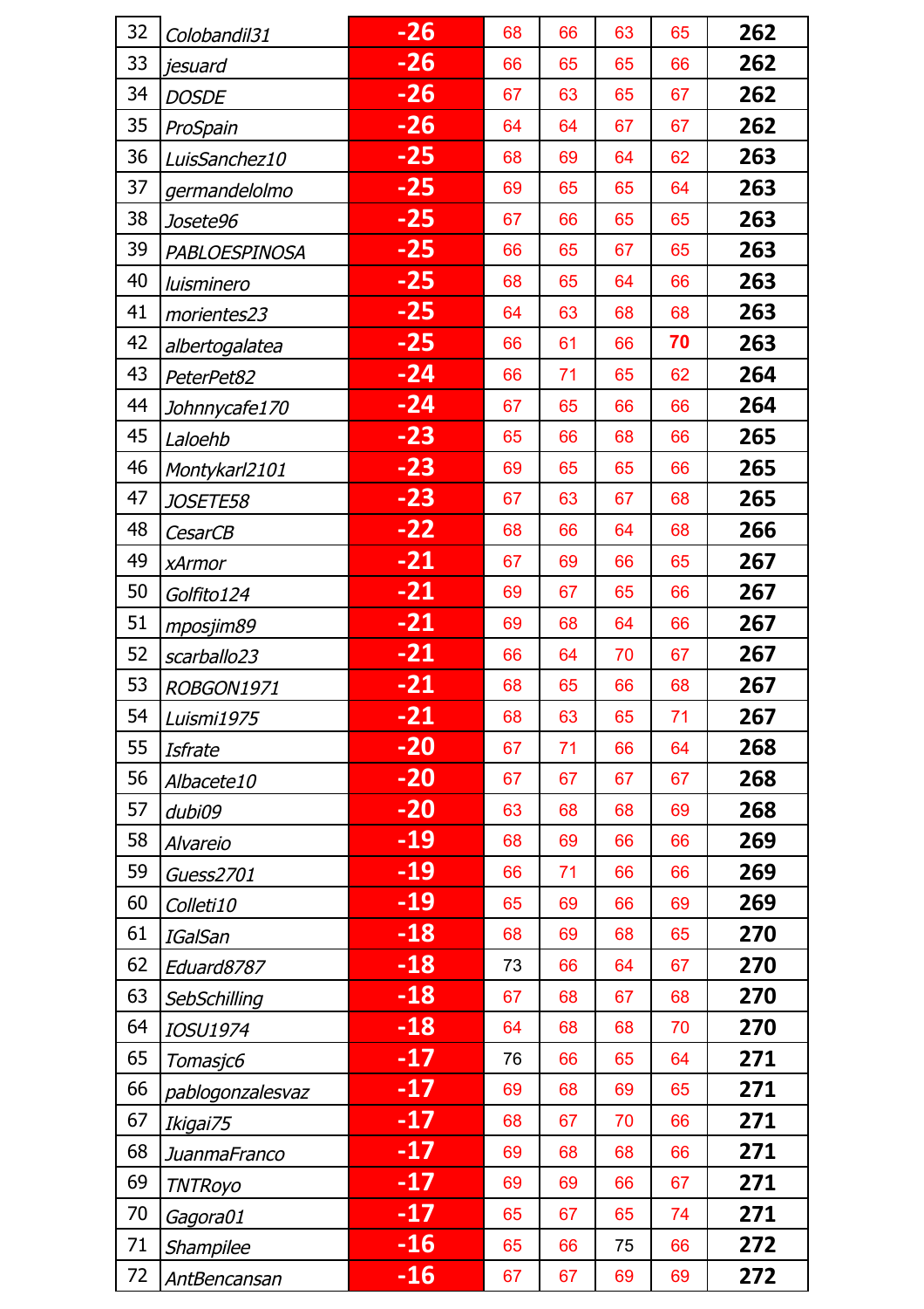| 32 | Colobandil31 | -26 | 68 | 66 | 63 | 65 | 262 |
|---|---|---|---|---|---|---|---|
| 33 | jesuard | -26 | 66 | 65 | 65 | 66 | 262 |
| 34 | DOSDE | -26 | 67 | 63 | 65 | 67 | 262 |
| 35 | ProSpain | -26 | 64 | 64 | 67 | 67 | 262 |
| 36 | LuisSanchez10 | -25 | 68 | 69 | 64 | 62 | 263 |
| 37 | germandelolmo | -25 | 69 | 65 | 65 | 64 | 263 |
| 38 | Josete96 | -25 | 67 | 66 | 65 | 65 | 263 |
| 39 | PABLOESPINOSA | -25 | 66 | 65 | 67 | 65 | 263 |
| 40 | luisminero | -25 | 68 | 65 | 64 | 66 | 263 |
| 41 | morientes23 | -25 | 64 | 63 | 68 | 68 | 263 |
| 42 | albertogalatea | -25 | 66 | 61 | 66 | 70 | 263 |
| 43 | PeterPet82 | -24 | 66 | 71 | 65 | 62 | 264 |
| 44 | Johnnycafe170 | -24 | 67 | 65 | 66 | 66 | 264 |
| 45 | Laloehb | -23 | 65 | 66 | 68 | 66 | 265 |
| 46 | Montykarl2101 | -23 | 69 | 65 | 65 | 66 | 265 |
| 47 | JOSETE58 | -23 | 67 | 63 | 67 | 68 | 265 |
| 48 | CesarCB | -22 | 68 | 66 | 64 | 68 | 266 |
| 49 | xArmor | -21 | 67 | 69 | 66 | 65 | 267 |
| 50 | Golfito124 | -21 | 69 | 67 | 65 | 66 | 267 |
| 51 | mposjim89 | -21 | 69 | 68 | 64 | 66 | 267 |
| 52 | scarballo23 | -21 | 66 | 64 | 70 | 67 | 267 |
| 53 | ROBGON1971 | -21 | 68 | 65 | 66 | 68 | 267 |
| 54 | Luismi1975 | -21 | 68 | 63 | 65 | 71 | 267 |
| 55 | Isfrate | -20 | 67 | 71 | 66 | 64 | 268 |
| 56 | Albacete10 | -20 | 67 | 67 | 67 | 67 | 268 |
| 57 | dubi09 | -20 | 63 | 68 | 68 | 69 | 268 |
| 58 | Alvareio | -19 | 68 | 69 | 66 | 66 | 269 |
| 59 | Guess2701 | -19 | 66 | 71 | 66 | 66 | 269 |
| 60 | Colleti10 | -19 | 65 | 69 | 66 | 69 | 269 |
| 61 | IGalSan | -18 | 68 | 69 | 68 | 65 | 270 |
| 62 | Eduard8787 | -18 | 73 | 66 | 64 | 67 | 270 |
| 63 | SebSchilling | -18 | 67 | 68 | 67 | 68 | 270 |
| 64 | IOSU1974 | -18 | 64 | 68 | 68 | 70 | 270 |
| 65 | Tomasjc6 | -17 | 76 | 66 | 65 | 64 | 271 |
| 66 | pablogonzalesvaz | -17 | 69 | 68 | 69 | 65 | 271 |
| 67 | Ikigai75 | -17 | 68 | 67 | 70 | 66 | 271 |
| 68 | JuanmaFranco | -17 | 69 | 68 | 68 | 66 | 271 |
| 69 | TNTRoyo | -17 | 69 | 69 | 66 | 67 | 271 |
| 70 | Gagora01 | -17 | 65 | 67 | 65 | 74 | 271 |
| 71 | Shampilee | -16 | 65 | 66 | 75 | 66 | 272 |
| 72 | AntBencansan | -16 | 67 | 67 | 69 | 69 | 272 |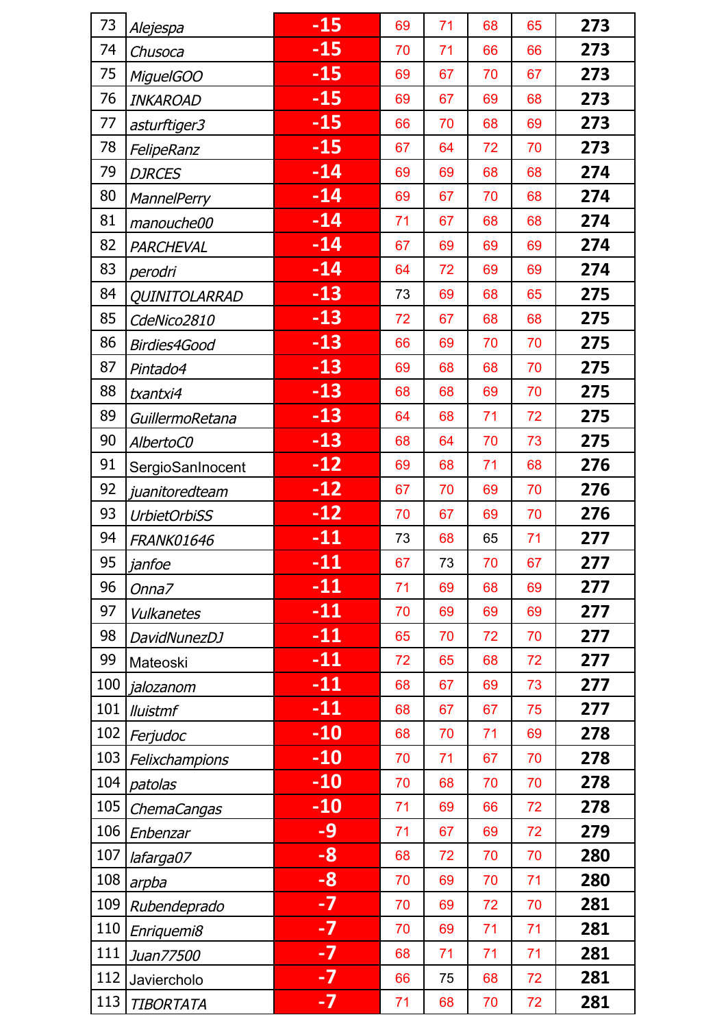| | | | | | | | |
|---|---|---|---|---|---|---|---|
| 73 | *Alejespa* | **-15** | 69 | 71 | 68 | 65 | **273** |
| 74 | *Chusoca* | **-15** | 70 | 71 | 66 | 66 | **273** |
| 75 | *MiguelGOO* | **-15** | 69 | 67 | 70 | 67 | **273** |
| 76 | *INKAROAD* | **-15** | 69 | 67 | 69 | 68 | **273** |
| 77 | *asturftiger3* | **-15** | 66 | 70 | 68 | 69 | **273** |
| 78 | *FelipeRanz* | **-15** | 67 | 64 | 72 | 70 | **273** |
| 79 | *DJRCES* | **-14** | 69 | 69 | 68 | 68 | **274** |
| 80 | *MannelPerry* | **-14** | 69 | 67 | 70 | 68 | **274** |
| 81 | *manouche00* | **-14** | 71 | 67 | 68 | 68 | **274** |
| 82 | *PARCHEVAL* | **-14** | 67 | 69 | 69 | 69 | **274** |
| 83 | *perodri* | **-14** | 64 | 72 | 69 | 69 | **274** |
| 84 | *QUINITOLARRAD* | **-13** | 73 | 69 | 68 | 65 | **275** |
| 85 | *CdeNico2810* | **-13** | 72 | 67 | 68 | 68 | **275** |
| 86 | *Birdies4Good* | **-13** | 66 | 69 | 70 | 70 | **275** |
| 87 | *Pintado4* | **-13** | 69 | 68 | 68 | 70 | **275** |
| 88 | *txantxi4* | **-13** | 68 | 68 | 69 | 70 | **275** |
| 89 | *GuillermoRetana* | **-13** | 64 | 68 | 71 | 72 | **275** |
| 90 | *AlbertoC0* | **-13** | 68 | 64 | 70 | 73 | **275** |
| 91 | SergioSanInocent | **-12** | 69 | 68 | 71 | 68 | **276** |
| 92 | *juanitoredteam* | **-12** | 67 | 70 | 69 | 70 | **276** |
| 93 | *UrbietOrbiSS* | **-12** | 70 | 67 | 69 | 70 | **276** |
| 94 | *FRANK01646* | **-11** | 73 | 68 | 65 | 71 | **277** |
| 95 | *janfoe* | **-11** | 67 | 73 | 70 | 67 | **277** |
| 96 | *Onna7* | **-11** | 71 | 69 | 68 | 69 | **277** |
| 97 | *Vulkanetes* | **-11** | 70 | 69 | 69 | 69 | **277** |
| 98 | *DavidNunezDJ* | **-11** | 65 | 70 | 72 | 70 | **277** |
| 99 | Mateoski | **-11** | 72 | 65 | 68 | 72 | **277** |
| 100 | *jalozanom* | **-11** | 68 | 67 | 69 | 73 | **277** |
| 101 | *lluistmf* | **-11** | 68 | 67 | 67 | 75 | **277** |
| 102 | *Ferjudoc* | **-10** | 68 | 70 | 71 | 69 | **278** |
| 103 | *Felixchampions* | **-10** | 70 | 71 | 67 | 70 | **278** |
| 104 | *patolas* | **-10** | 70 | 68 | 70 | 70 | **278** |
| 105 | *ChemaCangas* | **-10** | 71 | 69 | 66 | 72 | **278** |
| 106 | *Enbenzar* | **-9** | 71 | 67 | 69 | 72 | **279** |
| 107 | *lafarga07* | **-8** | 68 | 72 | 70 | 70 | **280** |
| 108 | *arpba* | **-8** | 70 | 69 | 70 | 71 | **280** |
| 109 | *Rubendeprado* | **-7** | 70 | 69 | 72 | 70 | **281** |
| 110 | *Enriquemi8* | **-7** | 70 | 69 | 71 | 71 | **281** |
| 111 | *Juan77500* | **-7** | 68 | 71 | 71 | 71 | **281** |
| 112 | Javiercholo | **-7** | 66 | 75 | 68 | 72 | **281** |
| 113 | *TIBORTATA* | **-7** | 71 | 68 | 70 | 72 | **281** |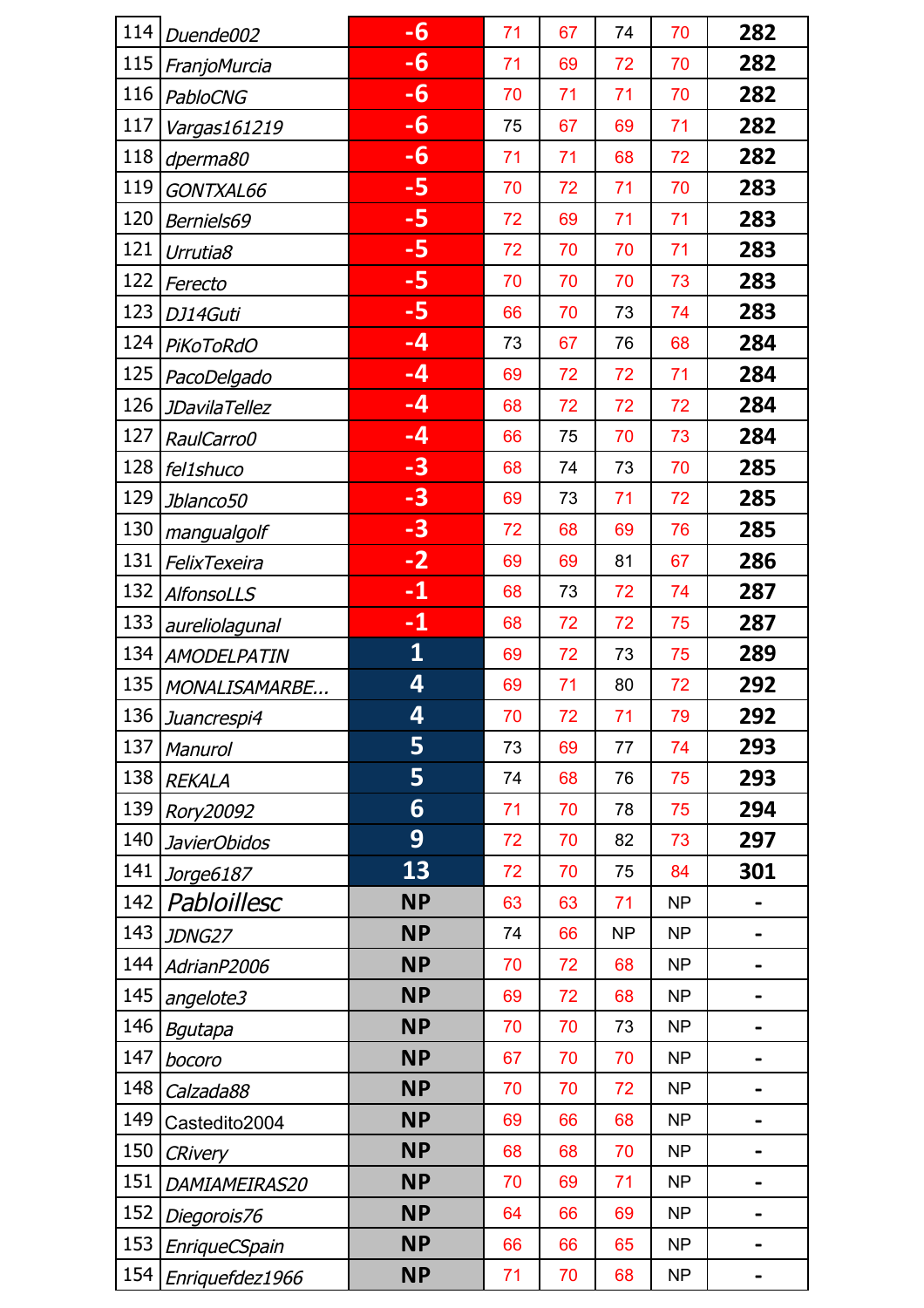| | | | | | | | |
|---|---|---|---|---|---|---|---|
| 114 | Duende002 | -6 | 71 | 67 | 74 | 70 | 282 |
| 115 | FranjoMurcia | -6 | 71 | 69 | 72 | 70 | 282 |
| 116 | PabloCNG | -6 | 70 | 71 | 71 | 70 | 282 |
| 117 | Vargas161219 | -6 | 75 | 67 | 69 | 71 | 282 |
| 118 | dperma80 | -6 | 71 | 71 | 68 | 72 | 282 |
| 119 | GONTXAL66 | -5 | 70 | 72 | 71 | 70 | 283 |
| 120 | Berniels69 | -5 | 72 | 69 | 71 | 71 | 283 |
| 121 | Urrutia8 | -5 | 72 | 70 | 70 | 71 | 283 |
| 122 | Ferecto | -5 | 70 | 70 | 70 | 73 | 283 |
| 123 | DJ14Guti | -5 | 66 | 70 | 73 | 74 | 283 |
| 124 | PiKoToRdO | -4 | 73 | 67 | 76 | 68 | 284 |
| 125 | PacoDelgado | -4 | 69 | 72 | 72 | 71 | 284 |
| 126 | JDavilaTellez | -4 | 68 | 72 | 72 | 72 | 284 |
| 127 | RaulCarro0 | -4 | 66 | 75 | 70 | 73 | 284 |
| 128 | fel1shuco | -3 | 68 | 74 | 73 | 70 | 285 |
| 129 | Jblanco50 | -3 | 69 | 73 | 71 | 72 | 285 |
| 130 | mangualgolf | -3 | 72 | 68 | 69 | 76 | 285 |
| 131 | FelixTexeira | -2 | 69 | 69 | 81 | 67 | 286 |
| 132 | AlfonsoLLS | -1 | 68 | 73 | 72 | 74 | 287 |
| 133 | aureliolagunal | -1 | 68 | 72 | 72 | 75 | 287 |
| 134 | AMODELPATIN | 1 | 69 | 72 | 73 | 75 | 289 |
| 135 | MONALISAMARBE... | 4 | 69 | 71 | 80 | 72 | 292 |
| 136 | Juancrespi4 | 4 | 70 | 72 | 71 | 79 | 292 |
| 137 | Manurol | 5 | 73 | 69 | 77 | 74 | 293 |
| 138 | REKALA | 5 | 74 | 68 | 76 | 75 | 293 |
| 139 | Rory20092 | 6 | 71 | 70 | 78 | 75 | 294 |
| 140 | JavierObidos | 9 | 72 | 70 | 82 | 73 | 297 |
| 141 | Jorge6187 | 13 | 72 | 70 | 75 | 84 | 301 |
| 142 | Pabloillesc | NP | 63 | 63 | 71 | NP | - |
| 143 | JDNG27 | NP | 74 | 66 | NP | NP | - |
| 144 | AdrianP2006 | NP | 70 | 72 | 68 | NP | - |
| 145 | angelote3 | NP | 69 | 72 | 68 | NP | - |
| 146 | Bgutapa | NP | 70 | 70 | 73 | NP | - |
| 147 | bocoro | NP | 67 | 70 | 70 | NP | - |
| 148 | Calzada88 | NP | 70 | 70 | 72 | NP | - |
| 149 | Castedito2004 | NP | 69 | 66 | 68 | NP | - |
| 150 | CRivery | NP | 68 | 68 | 70 | NP | - |
| 151 | DAMIAMEIRAS20 | NP | 70 | 69 | 71 | NP | - |
| 152 | Diegorois76 | NP | 64 | 66 | 69 | NP | - |
| 153 | EnriqueCSpain | NP | 66 | 66 | 65 | NP | - |
| 154 | Enriquefdez1966 | NP | 71 | 70 | 68 | NP | - |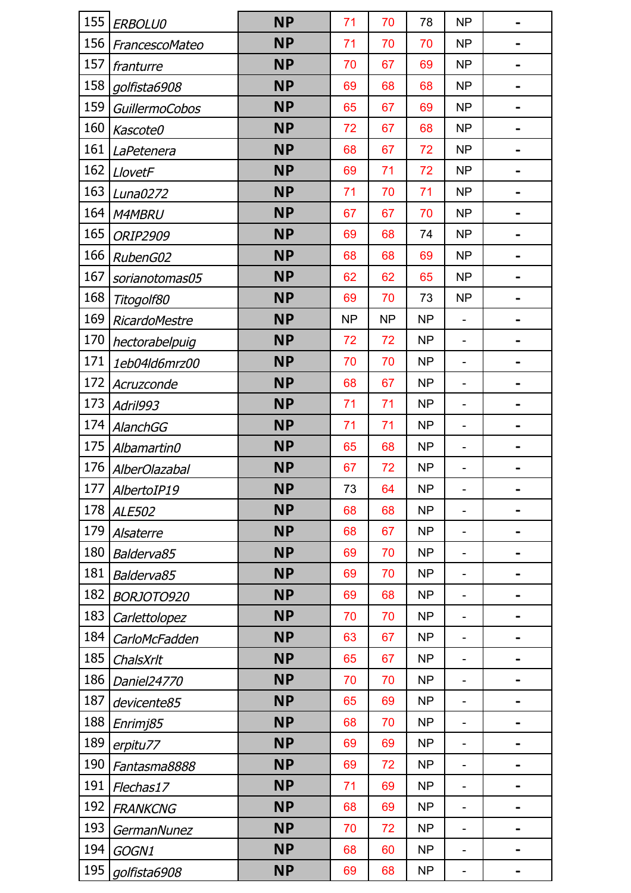| 155 | ERBOLU0 | NP | 71 | 70 | 78 | NP | - |
|---|---|---|---|---|---|---|---|
| 156 | FrancescoMateo | NP | 71 | 70 | 70 | NP | - |
| 157 | franturre | NP | 70 | 67 | 69 | NP | - |
| 158 | golfista6908 | NP | 69 | 68 | 68 | NP | - |
| 159 | GuillermoCobos | NP | 65 | 67 | 69 | NP | - |
| 160 | Kascote0 | NP | 72 | 67 | 68 | NP | - |
| 161 | LaPetenera | NP | 68 | 67 | 72 | NP | - |
| 162 | LlovetF | NP | 69 | 71 | 72 | NP | - |
| 163 | Luna0272 | NP | 71 | 70 | 71 | NP | - |
| 164 | M4MBRU | NP | 67 | 67 | 70 | NP | - |
| 165 | ORIP2909 | NP | 69 | 68 | 74 | NP | - |
| 166 | RubenG02 | NP | 68 | 68 | 69 | NP | - |
| 167 | sorianotomas05 | NP | 62 | 62 | 65 | NP | - |
| 168 | Titogolf80 | NP | 69 | 70 | 73 | NP | - |
| 169 | RicardoMestre | NP | NP | NP | NP | - | - |
| 170 | hectorabelpuig | NP | 72 | 72 | NP | - | - |
| 171 | 1eb04ld6mrz00 | NP | 70 | 70 | NP | - | - |
| 172 | Acruzconde | NP | 68 | 67 | NP | - | - |
| 173 | Adril993 | NP | 71 | 71 | NP | - | - |
| 174 | AlanchGG | NP | 71 | 71 | NP | - | - |
| 175 | Albamartin0 | NP | 65 | 68 | NP | - | - |
| 176 | AlberOlazabal | NP | 67 | 72 | NP | - | - |
| 177 | AlbertoIP19 | NP | 73 | 64 | NP | - | - |
| 178 | ALE502 | NP | 68 | 68 | NP | - | - |
| 179 | Alsaterre | NP | 68 | 67 | NP | - | - |
| 180 | Balderva85 | NP | 69 | 70 | NP | - | - |
| 181 | Balderva85 | NP | 69 | 70 | NP | - | - |
| 182 | BORJOTO920 | NP | 69 | 68 | NP | - | - |
| 183 | Carlettolopez | NP | 70 | 70 | NP | - | - |
| 184 | CarloMcFadden | NP | 63 | 67 | NP | - | - |
| 185 | ChalsXrlt | NP | 65 | 67 | NP | - | - |
| 186 | Daniel24770 | NP | 70 | 70 | NP | - | - |
| 187 | devicente85 | NP | 65 | 69 | NP | - | - |
| 188 | Enrimj85 | NP | 68 | 70 | NP | - | - |
| 189 | erpitu77 | NP | 69 | 69 | NP | - | - |
| 190 | Fantasma8888 | NP | 69 | 72 | NP | - | - |
| 191 | Flechas17 | NP | 71 | 69 | NP | - | - |
| 192 | FRANKCNG | NP | 68 | 69 | NP | - | - |
| 193 | GermanNunez | NP | 70 | 72 | NP | - | - |
| 194 | GOGN1 | NP | 68 | 60 | NP | - | - |
| 195 | golfista6908 | NP | 69 | 68 | NP | - | - |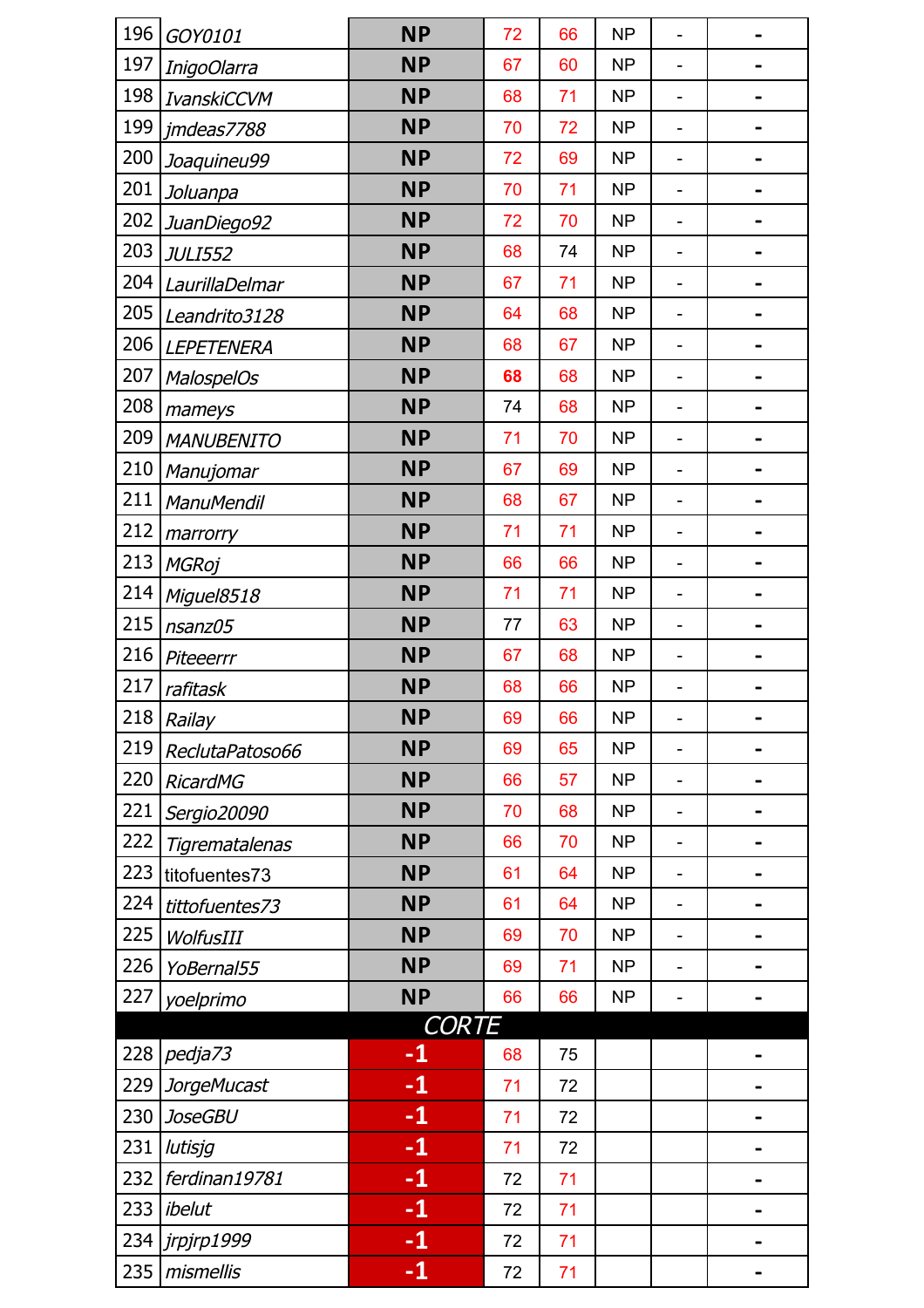| | | | | | | | |
|---|---|---|---|---|---|---|---|
| 196 | *GOY0101* | **NP** | 72 | 66 | NP | - | - |
| 197 | *InigoOlarra* | **NP** | 67 | 60 | NP | - | - |
| 198 | *IvanskiCCVM* | **NP** | 68 | 71 | NP | - | - |
| 199 | *jmdeas7788* | **NP** | 70 | 72 | NP | - | - |
| 200 | *Joaquineu99* | **NP** | 72 | 69 | NP | - | - |
| 201 | *Joluanpa* | **NP** | 70 | 71 | NP | - | - |
| 202 | *JuanDiego92* | **NP** | 72 | 70 | NP | - | - |
| 203 | *JULI552* | **NP** | 68 | 74 | NP | - | - |
| 204 | *LaurillaDelmar* | **NP** | 67 | 71 | NP | - | - |
| 205 | *Leandrito3128* | **NP** | 64 | 68 | NP | - | - |
| 206 | *LEPETENERA* | **NP** | 68 | 67 | NP | - | - |
| 207 | *MalospelOs* | **NP** | **68** | 68 | NP | - | - |
| 208 | *mameys* | **NP** | 74 | 68 | NP | - | - |
| 209 | *MANUBENITO* | **NP** | 71 | 70 | NP | - | - |
| 210 | *Manujomar* | **NP** | 67 | 69 | NP | - | - |
| 211 | *ManuMendil* | **NP** | 68 | 67 | NP | - | - |
| 212 | *marrorry* | **NP** | 71 | 71 | NP | - | - |
| 213 | *MGRoj* | **NP** | 66 | 66 | NP | - | - |
| 214 | *Miguel8518* | **NP** | 71 | 71 | NP | - | - |
| 215 | *nsanz05* | **NP** | 77 | 63 | NP | - | - |
| 216 | *Piteeerrr* | **NP** | 67 | 68 | NP | - | - |
| 217 | *rafitask* | **NP** | 68 | 66 | NP | - | - |
| 218 | *Railay* | **NP** | 69 | 66 | NP | - | - |
| 219 | *ReclutaPatoso66* | **NP** | 69 | 65 | NP | - | - |
| 220 | *RicardMG* | **NP** | 66 | 57 | NP | - | - |
| 221 | *Sergio20090* | **NP** | 70 | 68 | NP | - | - |
| 222 | *Tigrematalenas* | **NP** | 66 | 70 | NP | - | - |
| 223 | titofuentes73 | **NP** | 61 | 64 | NP | - | - |
| 224 | *tittofuentes73* | **NP** | 61 | 64 | NP | - | - |
| 225 | *WolfusIII* | **NP** | 69 | 70 | NP | - | - |
| 226 | *YoBernal55* | **NP** | 69 | 71 | NP | - | - |
| 227 | *yoelprimo* | **NP** | 66 | 66 | NP | - | - |
| | | *CORTE* | | | | | |
| 228 | *pedja73* | **-1** | 68 | 75 | | | - |
| 229 | *JorgeMucast* | **-1** | 71 | 72 | | | - |
| 230 | *JoseGBU* | **-1** | 71 | 72 | | | - |
| 231 | *lutisjg* | **-1** | 71 | 72 | | | - |
| 232 | *ferdinan19781* | **-1** | 72 | 71 | | | - |
| 233 | *ibelut* | **-1** | 72 | 71 | | | - |
| 234 | *jrpjrp1999* | **-1** | 72 | 71 | | | - |
| 235 | *mismellis* | **-1** | 72 | 71 | | | - |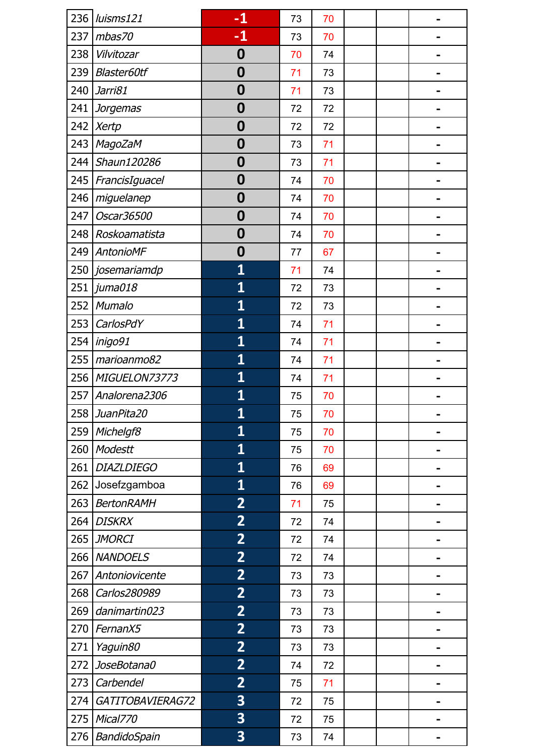| | | | | | | | | |
|---|---|---|---|---|---|---|---|---|
| 236 | *luisms121* | **-1** | 73 | 70 | | | | - |
| 237 | *mbas70* | **-1** | 73 | 70 | | | | - |
| 238 | *Vilvitozar* | **0** | 70 | 74 | | | | - |
| 239 | *Blaster60tf* | **0** | 71 | 73 | | | | - |
| 240 | *Jarri81* | **0** | 71 | 73 | | | | - |
| 241 | *Jorgemas* | **0** | 72 | 72 | | | | - |
| 242 | *Xertp* | **0** | 72 | 72 | | | | - |
| 243 | *MagoZaM* | **0** | 73 | 71 | | | | - |
| 244 | *Shaun120286* | **0** | 73 | 71 | | | | - |
| 245 | *FrancisIguacel* | **0** | 74 | 70 | | | | - |
| 246 | *miguelanep* | **0** | 74 | 70 | | | | - |
| 247 | *Oscar36500* | **0** | 74 | 70 | | | | - |
| 248 | *Roskoamatista* | **0** | 74 | 70 | | | | - |
| 249 | *AntonioMF* | **0** | 77 | 67 | | | | - |
| 250 | *josemariamdp* | **1** | 71 | 74 | | | | - |
| 251 | *juma018* | **1** | 72 | 73 | | | | - |
| 252 | *Mumalo* | **1** | 72 | 73 | | | | - |
| 253 | *CarlosPdY* | **1** | 74 | 71 | | | | - |
| 254 | *inigo91* | **1** | 74 | 71 | | | | - |
| 255 | *marioanmo82* | **1** | 74 | 71 | | | | - |
| 256 | *MIGUELON73773* | **1** | 74 | 71 | | | | - |
| 257 | *Analorena2306* | **1** | 75 | 70 | | | | - |
| 258 | *JuanPita20* | **1** | 75 | 70 | | | | - |
| 259 | *Michelgf8* | **1** | 75 | 70 | | | | - |
| 260 | *Modestt* | **1** | 75 | 70 | | | | - |
| 261 | *DIAZLDIEGO* | **1** | 76 | 69 | | | | - |
| 262 | Josefzgamboa | **1** | 76 | 69 | | | | - |
| 263 | *BertonRAMH* | **2** | 71 | 75 | | | | - |
| 264 | *DISKRX* | **2** | 72 | 74 | | | | - |
| 265 | *JMORCI* | **2** | 72 | 74 | | | | - |
| 266 | *NANDOELS* | **2** | 72 | 74 | | | | - |
| 267 | *Antoniovicente* | **2** | 73 | 73 | | | | - |
| 268 | *Carlos280989* | **2** | 73 | 73 | | | | - |
| 269 | *danimartin023* | **2** | 73 | 73 | | | | - |
| 270 | *FernanX5* | **2** | 73 | 73 | | | | - |
| 271 | *Yaguin80* | **2** | 73 | 73 | | | | - |
| 272 | *JoseBotana0* | **2** | 74 | 72 | | | | - |
| 273 | *Carbendel* | **2** | 75 | 71 | | | | - |
| 274 | *GATITOBAVIERAG72* | **3** | 72 | 75 | | | | - |
| 275 | *Mical770* | **3** | 72 | 75 | | | | - |
| 276 | *BandidoSpain* | **3** | 73 | 74 | | | | - |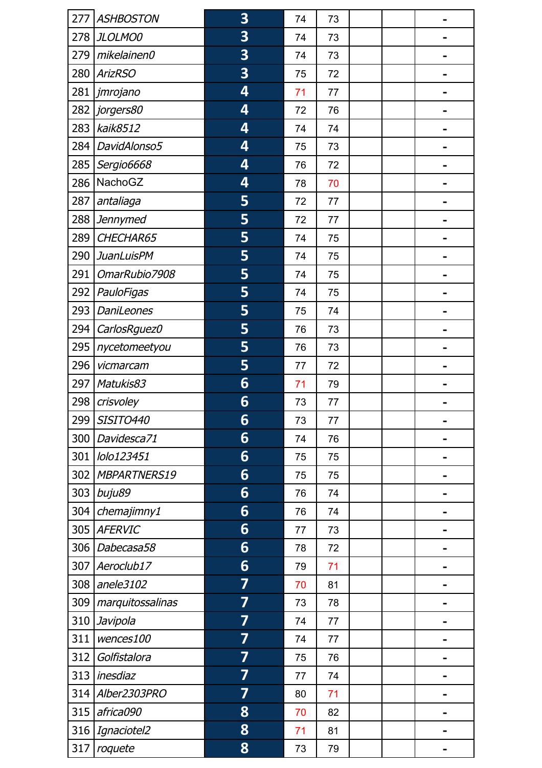| | | | | | | | |
|---|---|---|---|---|---|---|---|
| 277 | *ASHBOSTON* | **3** | 74 | 73 | | | - |
| 278 | *JLOLMO0* | **3** | 74 | 73 | | | - |
| 279 | *mikelainen0* | **3** | 74 | 73 | | | - |
| 280 | *ArizRSO* | **3** | 75 | 72 | | | - |
| 281 | *jmrojano* | **4** | 71 | 77 | | | - |
| 282 | *jorgers80* | **4** | 72 | 76 | | | - |
| 283 | *kaik8512* | **4** | 74 | 74 | | | - |
| 284 | *DavidAlonso5* | **4** | 75 | 73 | | | - |
| 285 | *Sergio6668* | **4** | 76 | 72 | | | - |
| 286 | NachoGZ | **4** | 78 | 70 | | | - |
| 287 | *antaliaga* | **5** | 72 | 77 | | | - |
| 288 | *Jennymed* | **5** | 72 | 77 | | | - |
| 289 | *CHECHAR65* | **5** | 74 | 75 | | | - |
| 290 | *JuanLuisPM* | **5** | 74 | 75 | | | - |
| 291 | *OmarRubio7908* | **5** | 74 | 75 | | | - |
| 292 | *PauloFigas* | **5** | 74 | 75 | | | - |
| 293 | *DaniLeones* | **5** | 75 | 74 | | | - |
| 294 | *CarlosRguez0* | **5** | 76 | 73 | | | - |
| 295 | *nycetomeetyou* | **5** | 76 | 73 | | | - |
| 296 | *vicmarcam* | **5** | 77 | 72 | | | - |
| 297 | *Matukis83* | **6** | 71 | 79 | | | - |
| 298 | *crisvoley* | **6** | 73 | 77 | | | - |
| 299 | *SISITO440* | **6** | 73 | 77 | | | - |
| 300 | *Davidesca71* | **6** | 74 | 76 | | | - |
| 301 | *lolo123451* | **6** | 75 | 75 | | | - |
| 302 | *MBPARTNERS19* | **6** | 75 | 75 | | | - |
| 303 | *buju89* | **6** | 76 | 74 | | | - |
| 304 | *chemajimny1* | **6** | 76 | 74 | | | - |
| 305 | *AFERVIC* | **6** | 77 | 73 | | | - |
| 306 | *Dabecasa58* | **6** | 78 | 72 | | | - |
| 307 | *Aeroclub17* | **6** | 79 | 71 | | | - |
| 308 | *anele3102* | **7** | 70 | 81 | | | - |
| 309 | *marquitossalinas* | **7** | 73 | 78 | | | - |
| 310 | *Javipola* | **7** | 74 | 77 | | | - |
| 311 | *wences100* | **7** | 74 | 77 | | | - |
| 312 | *Golfistalora* | **7** | 75 | 76 | | | - |
| 313 | *inesdiaz* | **7** | 77 | 74 | | | - |
| 314 | *Alber2303PRO* | **7** | 80 | 71 | | | - |
| 315 | *africa090* | **8** | 70 | 82 | | | - |
| 316 | *Ignaciotel2* | **8** | 71 | 81 | | | - |
| 317 | *roquete* | **8** | 73 | 79 | | | - |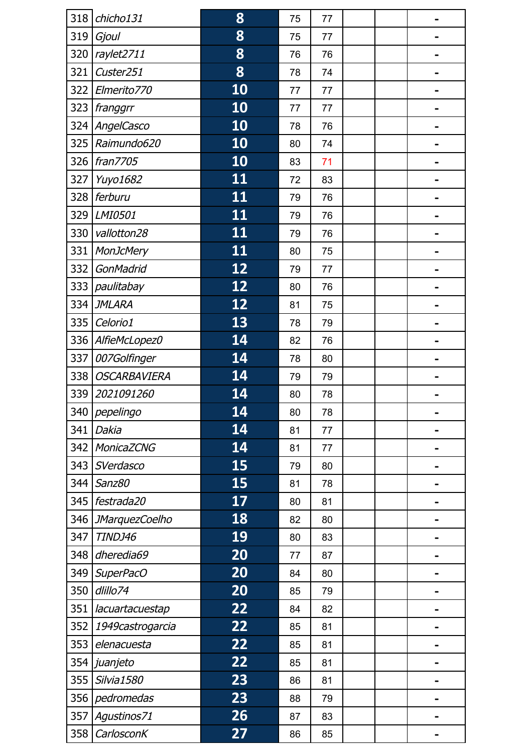| | | | | | | | |
|---|---|---|---|---|---|---|---|
| 318 | *chicho131* | **8** | 75 | 77 | | | - |
| 319 | *Gjoul* | **8** | 75 | 77 | | | - |
| 320 | *raylet2711* | **8** | 76 | 76 | | | - |
| 321 | *Custer251* | **8** | 78 | 74 | | | - |
| 322 | *Elmerito770* | **10** | 77 | 77 | | | - |
| 323 | *franggrr* | **10** | 77 | 77 | | | - |
| 324 | *AngelCasco* | **10** | 78 | 76 | | | - |
| 325 | *Raimundo620* | **10** | 80 | 74 | | | - |
| 326 | *fran7705* | **10** | 83 | 71 | | | - |
| 327 | *Yuyo1682* | **11** | 72 | 83 | | | - |
| 328 | *ferburu* | **11** | 79 | 76 | | | - |
| 329 | *LMI0501* | **11** | 79 | 76 | | | - |
| 330 | *vallotton28* | **11** | 79 | 76 | | | - |
| 331 | *MonJcMery* | **11** | 80 | 75 | | | - |
| 332 | *GonMadrid* | **12** | 79 | 77 | | | - |
| 333 | *paulitabay* | **12** | 80 | 76 | | | - |
| 334 | *JMLARA* | **12** | 81 | 75 | | | - |
| 335 | *Celorio1* | **13** | 78 | 79 | | | - |
| 336 | *AlfieMcLopez0* | **14** | 82 | 76 | | | - |
| 337 | *007Golfinger* | **14** | 78 | 80 | | | - |
| 338 | *OSCARBAVIERA* | **14** | 79 | 79 | | | - |
| 339 | *2021091260* | **14** | 80 | 78 | | | - |
| 340 | *pepelingo* | **14** | 80 | 78 | | | - |
| 341 | *Dakia* | **14** | 81 | 77 | | | - |
| 342 | *MonicaZCNG* | **14** | 81 | 77 | | | - |
| 343 | *SVerdasco* | **15** | 79 | 80 | | | - |
| 344 | *Sanz80* | **15** | 81 | 78 | | | - |
| 345 | *festrada20* | **17** | 80 | 81 | | | - |
| 346 | *JMarquezCoelho* | **18** | 82 | 80 | | | - |
| 347 | *TINDJ46* | **19** | 80 | 83 | | | - |
| 348 | *dheredia69* | **20** | 77 | 87 | | | - |
| 349 | *SuperPacO* | **20** | 84 | 80 | | | - |
| 350 | *dlillo74* | **20** | 85 | 79 | | | - |
| 351 | *lacuartacuestap* | **22** | 84 | 82 | | | - |
| 352 | *1949castrogarcia* | **22** | 85 | 81 | | | - |
| 353 | *elenacuesta* | **22** | 85 | 81 | | | - |
| 354 | *juanjeto* | **22** | 85 | 81 | | | - |
| 355 | *Silvia1580* | **23** | 86 | 81 | | | - |
| 356 | *pedromedas* | **23** | 88 | 79 | | | - |
| 357 | *Agustinos71* | **26** | 87 | 83 | | | - |
| 358 | *CarlosconK* | **27** | 86 | 85 | | | - |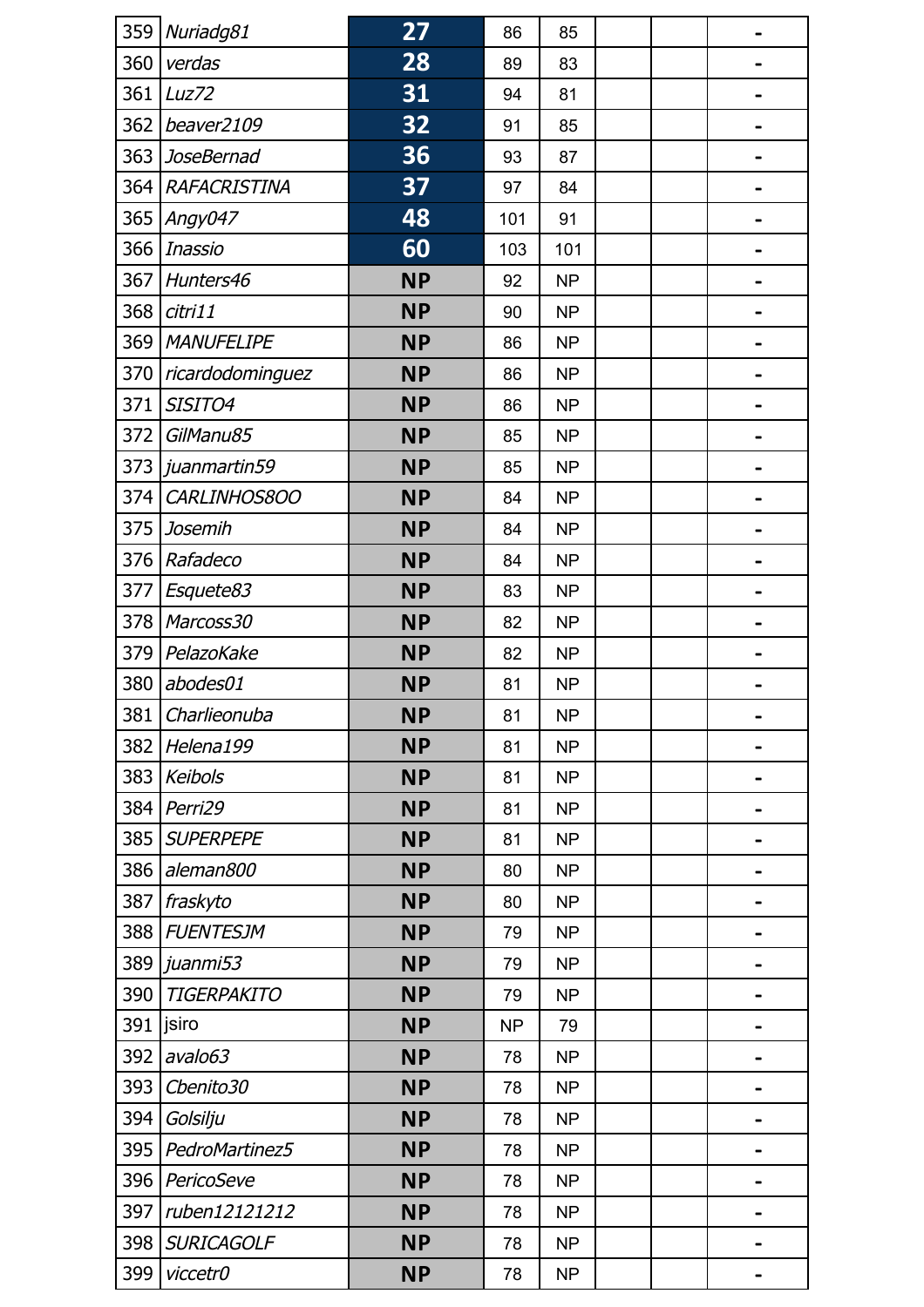| | | | | | | | |
|---|---|---|---|---|---|---|---|
| 359 | *Nuriadg81* | **27** | 86 | 85 | | | - |
| 360 | *verdas* | **28** | 89 | 83 | | | - |
| 361 | *Luz72* | **31** | 94 | 81 | | | - |
| 362 | *beaver2109* | **32** | 91 | 85 | | | - |
| 363 | *JoseBernad* | **36** | 93 | 87 | | | - |
| 364 | *RAFACRISTINA* | **37** | 97 | 84 | | | - |
| 365 | *Angy047* | **48** | 101 | 91 | | | - |
| 366 | *Inassio* | **60** | 103 | 101 | | | - |
| 367 | *Hunters46* | **NP** | 92 | NP | | | - |
| 368 | *citri11* | **NP** | 90 | NP | | | - |
| 369 | *MANUFELIPE* | **NP** | 86 | NP | | | - |
| 370 | *ricardodominguez* | **NP** | 86 | NP | | | - |
| 371 | *SISITO4* | **NP** | 86 | NP | | | - |
| 372 | *GilManu85* | **NP** | 85 | NP | | | - |
| 373 | *juanmartin59* | **NP** | 85 | NP | | | - |
| 374 | *CARLINHOS8OO* | **NP** | 84 | NP | | | - |
| 375 | *Josemih* | **NP** | 84 | NP | | | - |
| 376 | *Rafadeco* | **NP** | 84 | NP | | | - |
| 377 | *Esquete83* | **NP** | 83 | NP | | | - |
| 378 | *Marcoss30* | **NP** | 82 | NP | | | - |
| 379 | *PelazoKake* | **NP** | 82 | NP | | | - |
| 380 | *abodes01* | **NP** | 81 | NP | | | - |
| 381 | *Charlieonuba* | **NP** | 81 | NP | | | - |
| 382 | *Helena199* | **NP** | 81 | NP | | | - |
| 383 | *Keibols* | **NP** | 81 | NP | | | - |
| 384 | *Perri29* | **NP** | 81 | NP | | | - |
| 385 | *SUPERPEPE* | **NP** | 81 | NP | | | - |
| 386 | *aleman800* | **NP** | 80 | NP | | | - |
| 387 | *fraskyto* | **NP** | 80 | NP | | | - |
| 388 | *FUENTESJM* | **NP** | 79 | NP | | | - |
| 389 | *juanmi53* | **NP** | 79 | NP | | | - |
| 390 | *TIGERPAKITO* | **NP** | 79 | NP | | | - |
| 391 | jsiro | **NP** | NP | 79 | | | - |
| 392 | *avalo63* | **NP** | 78 | NP | | | - |
| 393 | *Cbenito30* | **NP** | 78 | NP | | | - |
| 394 | *Golsilju* | **NP** | 78 | NP | | | - |
| 395 | *PedroMartinez5* | **NP** | 78 | NP | | | - |
| 396 | *PericoSeve* | **NP** | 78 | NP | | | - |
| 397 | *ruben12121212* | **NP** | 78 | NP | | | - |
| 398 | *SURICAGOLF* | **NP** | 78 | NP | | | - |
| 399 | *viccetr0* | **NP** | 78 | NP | | | - |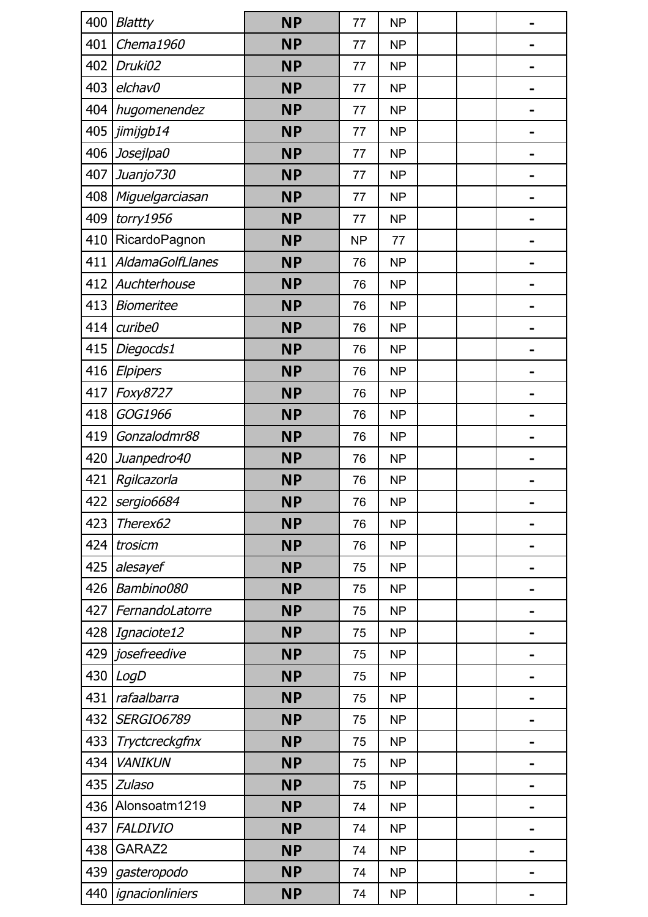| | | | | | | | |
|---|---|---|---|---|---|---|---|
| 400 | *Blattty* | **NP** | 77 | NP | | | - |
| 401 | *Chema1960* | **NP** | 77 | NP | | | - |
| 402 | *Druki02* | **NP** | 77 | NP | | | - |
| 403 | *elchav0* | **NP** | 77 | NP | | | - |
| 404 | *hugomenendez* | **NP** | 77 | NP | | | - |
| 405 | *jimijgb14* | **NP** | 77 | NP | | | - |
| 406 | *Josejlpa0* | **NP** | 77 | NP | | | - |
| 407 | *Juanjo730* | **NP** | 77 | NP | | | - |
| 408 | *Miguelgarciasan* | **NP** | 77 | NP | | | - |
| 409 | *torry1956* | **NP** | 77 | NP | | | - |
| 410 | RicardoPagnon | **NP** | NP | 77 | | | - |
| 411 | *AldamaGolfLlanes* | **NP** | 76 | NP | | | - |
| 412 | *Auchterhouse* | **NP** | 76 | NP | | | - |
| 413 | *Biomeritee* | **NP** | 76 | NP | | | - |
| 414 | *curibe0* | **NP** | 76 | NP | | | - |
| 415 | *Diegocds1* | **NP** | 76 | NP | | | - |
| 416 | *Elpipers* | **NP** | 76 | NP | | | - |
| 417 | *Foxy8727* | **NP** | 76 | NP | | | - |
| 418 | *GOG1966* | **NP** | 76 | NP | | | - |
| 419 | *Gonzalodmr88* | **NP** | 76 | NP | | | - |
| 420 | *Juanpedro40* | **NP** | 76 | NP | | | - |
| 421 | *Rgilcazorla* | **NP** | 76 | NP | | | - |
| 422 | *sergio6684* | **NP** | 76 | NP | | | - |
| 423 | *Therex62* | **NP** | 76 | NP | | | - |
| 424 | *trosicm* | **NP** | 76 | NP | | | - |
| 425 | *alesayef* | **NP** | 75 | NP | | | - |
| 426 | *Bambino080* | **NP** | 75 | NP | | | - |
| 427 | *FernandoLatorre* | **NP** | 75 | NP | | | - |
| 428 | *Ignaciote12* | **NP** | 75 | NP | | | - |
| 429 | *josefreedive* | **NP** | 75 | NP | | | - |
| 430 | *LogD* | **NP** | 75 | NP | | | - |
| 431 | *rafaalbarra* | **NP** | 75 | NP | | | - |
| 432 | *SERGIO6789* | **NP** | 75 | NP | | | - |
| 433 | *Tryctcreckgfnx* | **NP** | 75 | NP | | | - |
| 434 | *VANIKUN* | **NP** | 75 | NP | | | - |
| 435 | *Zulaso* | **NP** | 75 | NP | | | - |
| 436 | Alonsoatm1219 | **NP** | 74 | NP | | | - |
| 437 | *FALDIVIO* | **NP** | 74 | NP | | | - |
| 438 | GARAZ2 | **NP** | 74 | NP | | | - |
| 439 | *gasteropodo* | **NP** | 74 | NP | | | - |
| 440 | *ignacionliniers* | **NP** | 74 | NP | | | - |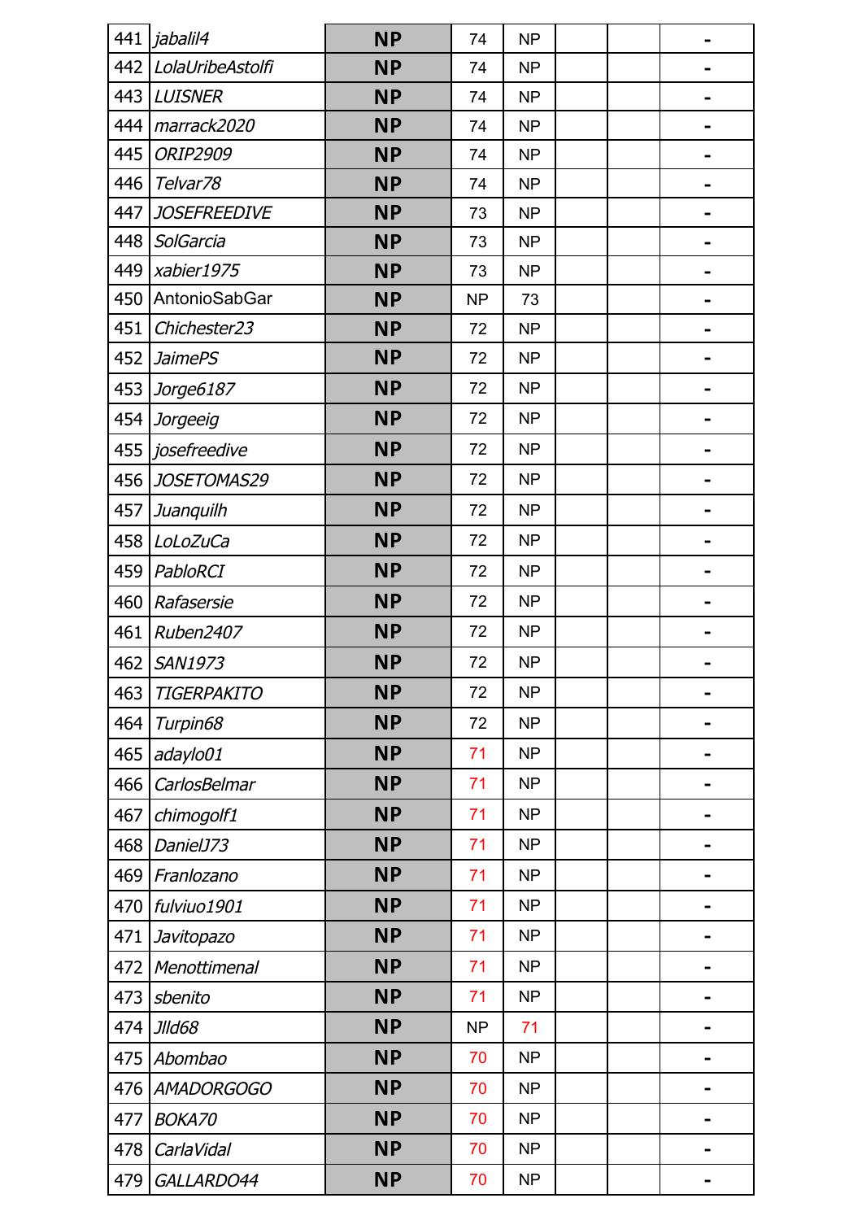| | | | | | | | |
|---|---|---|---|---|---|---|---|
| 441 | *jabalil4* | **NP** | 74 | NP | | | - |
| 442 | *LolaUribeAstolfi* | **NP** | 74 | NP | | | - |
| 443 | *LUISNER* | **NP** | 74 | NP | | | - |
| 444 | *marrack2020* | **NP** | 74 | NP | | | - |
| 445 | *ORIP2909* | **NP** | 74 | NP | | | - |
| 446 | *Telvar78* | **NP** | 74 | NP | | | - |
| 447 | *JOSEFREEDIVE* | **NP** | 73 | NP | | | - |
| 448 | *SolGarcia* | **NP** | 73 | NP | | | - |
| 449 | *xabier1975* | **NP** | 73 | NP | | | - |
| 450 | AntonioSabGar | **NP** | NP | 73 | | | - |
| 451 | *Chichester23* | **NP** | 72 | NP | | | - |
| 452 | *JaimePS* | **NP** | 72 | NP | | | - |
| 453 | *Jorge6187* | **NP** | 72 | NP | | | - |
| 454 | *Jorgeeig* | **NP** | 72 | NP | | | - |
| 455 | *josefreedive* | **NP** | 72 | NP | | | - |
| 456 | *JOSETOMAS29* | **NP** | 72 | NP | | | - |
| 457 | *Juanquilh* | **NP** | 72 | NP | | | - |
| 458 | *LoLoZuCa* | **NP** | 72 | NP | | | - |
| 459 | *PabloRCI* | **NP** | 72 | NP | | | - |
| 460 | *Rafasersie* | **NP** | 72 | NP | | | - |
| 461 | *Ruben2407* | **NP** | 72 | NP | | | - |
| 462 | *SAN1973* | **NP** | 72 | NP | | | - |
| 463 | *TIGERPAKITO* | **NP** | 72 | NP | | | - |
| 464 | *Turpin68* | **NP** | 72 | NP | | | - |
| 465 | *adaylo01* | **NP** | 71 | NP | | | - |
| 466 | *CarlosBelmar* | **NP** | 71 | NP | | | - |
| 467 | *chimogolf1* | **NP** | 71 | NP | | | - |
| 468 | *DanielJ73* | **NP** | 71 | NP | | | - |
| 469 | *Franlozano* | **NP** | 71 | NP | | | - |
| 470 | *fulviuo1901* | **NP** | 71 | NP | | | - |
| 471 | *Javitopazo* | **NP** | 71 | NP | | | - |
| 472 | *Menottimenal* | **NP** | 71 | NP | | | - |
| 473 | *sbenito* | **NP** | 71 | NP | | | - |
| 474 | *Jlld68* | **NP** | NP | 71 | | | - |
| 475 | *Abombao* | **NP** | 70 | NP | | | - |
| 476 | *AMADORGOGO* | **NP** | 70 | NP | | | - |
| 477 | *BOKA70* | **NP** | 70 | NP | | | - |
| 478 | *CarlaVidal* | **NP** | 70 | NP | | | - |
| 479 | *GALLARDO44* | **NP** | 70 | NP | | | - |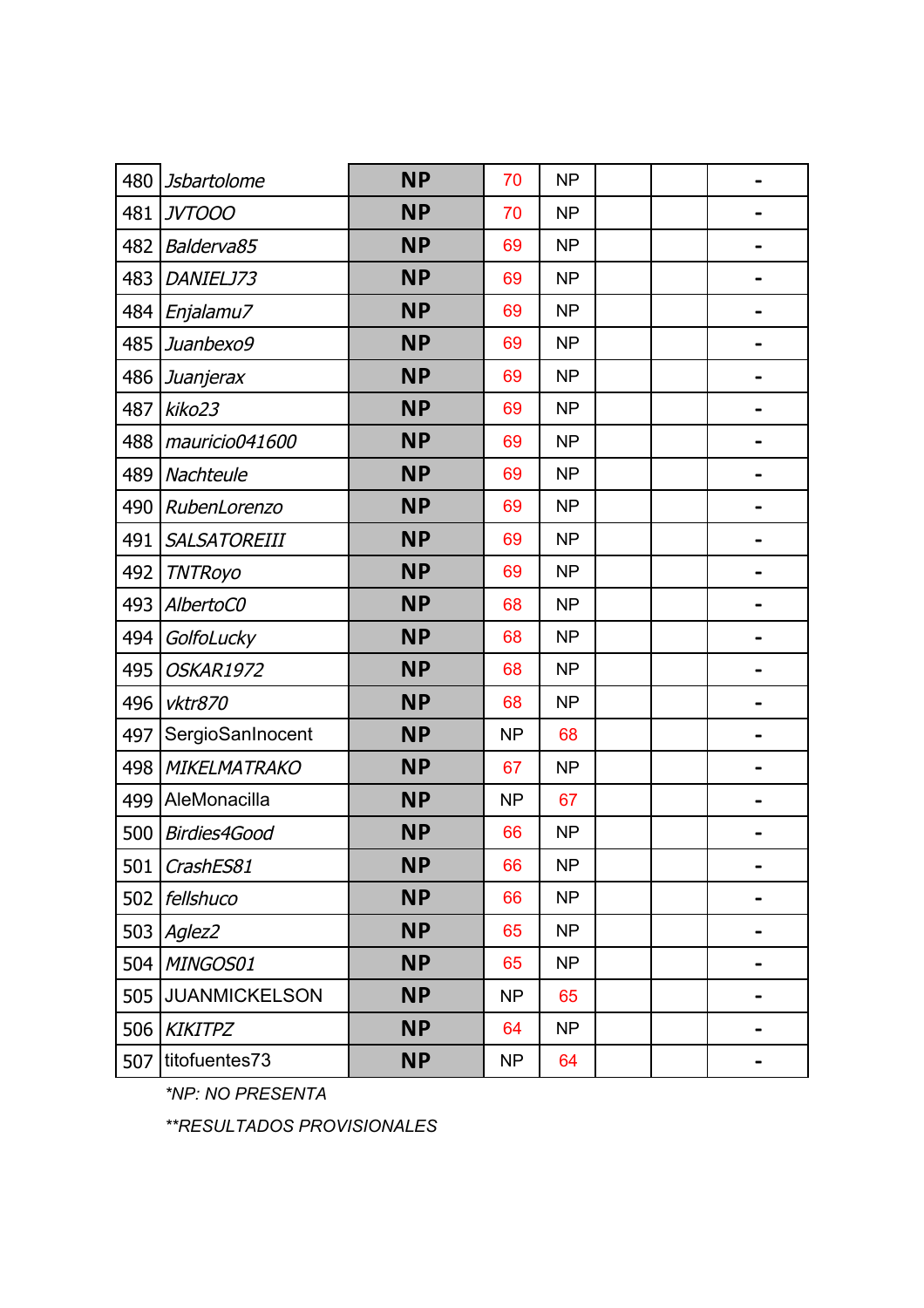| | | | | | | | |
|---|---|---|---|---|---|---|---|
| 480 | *Jsbartolome* | **NP** | 70 | NP | | | - |
| 481 | *JVTOOO* | **NP** | 70 | NP | | | - |
| 482 | *Balderva85* | **NP** | 69 | NP | | | - |
| 483 | *DANIELJ73* | **NP** | 69 | NP | | | - |
| 484 | *Enjalamu7* | **NP** | 69 | NP | | | - |
| 485 | *Juanbexo9* | **NP** | 69 | NP | | | - |
| 486 | *Juanjerax* | **NP** | 69 | NP | | | - |
| 487 | *kiko23* | **NP** | 69 | NP | | | - |
| 488 | *mauricio041600* | **NP** | 69 | NP | | | - |
| 489 | *Nachteule* | **NP** | 69 | NP | | | - |
| 490 | *RubenLorenzo* | **NP** | 69 | NP | | | - |
| 491 | *SALSATOREIII* | **NP** | 69 | NP | | | - |
| 492 | *TNTRoyo* | **NP** | 69 | NP | | | - |
| 493 | *AlbertoC0* | **NP** | 68 | NP | | | - |
| 494 | *GolfoLucky* | **NP** | 68 | NP | | | - |
| 495 | *OSKAR1972* | **NP** | 68 | NP | | | - |
| 496 | *vktr870* | **NP** | 68 | NP | | | - |
| 497 | SergioSanInocent | **NP** | NP | 68 | | | - |
| 498 | *MIKELMATRAKO* | **NP** | 67 | NP | | | - |
| 499 | AleMonacilla | **NP** | NP | 67 | | | - |
| 500 | *Birdies4Good* | **NP** | 66 | NP | | | - |
| 501 | *CrashES81* | **NP** | 66 | NP | | | - |
| 502 | *fellshuco* | **NP** | 66 | NP | | | - |
| 503 | *Aglez2* | **NP** | 65 | NP | | | - |
| 504 | *MINGOS01* | **NP** | 65 | NP | | | - |
| 505 | JUANMICKELSON | **NP** | NP | 65 | | | - |
| 506 | *KIKITPZ* | **NP** | 64 | NP | | | - |
| 507 | titofuentes73 | **NP** | NP | 64 | | | - |

*\*NP: NO PRESENTA*

*\*\*RESULTADOS PROVISIONALES*